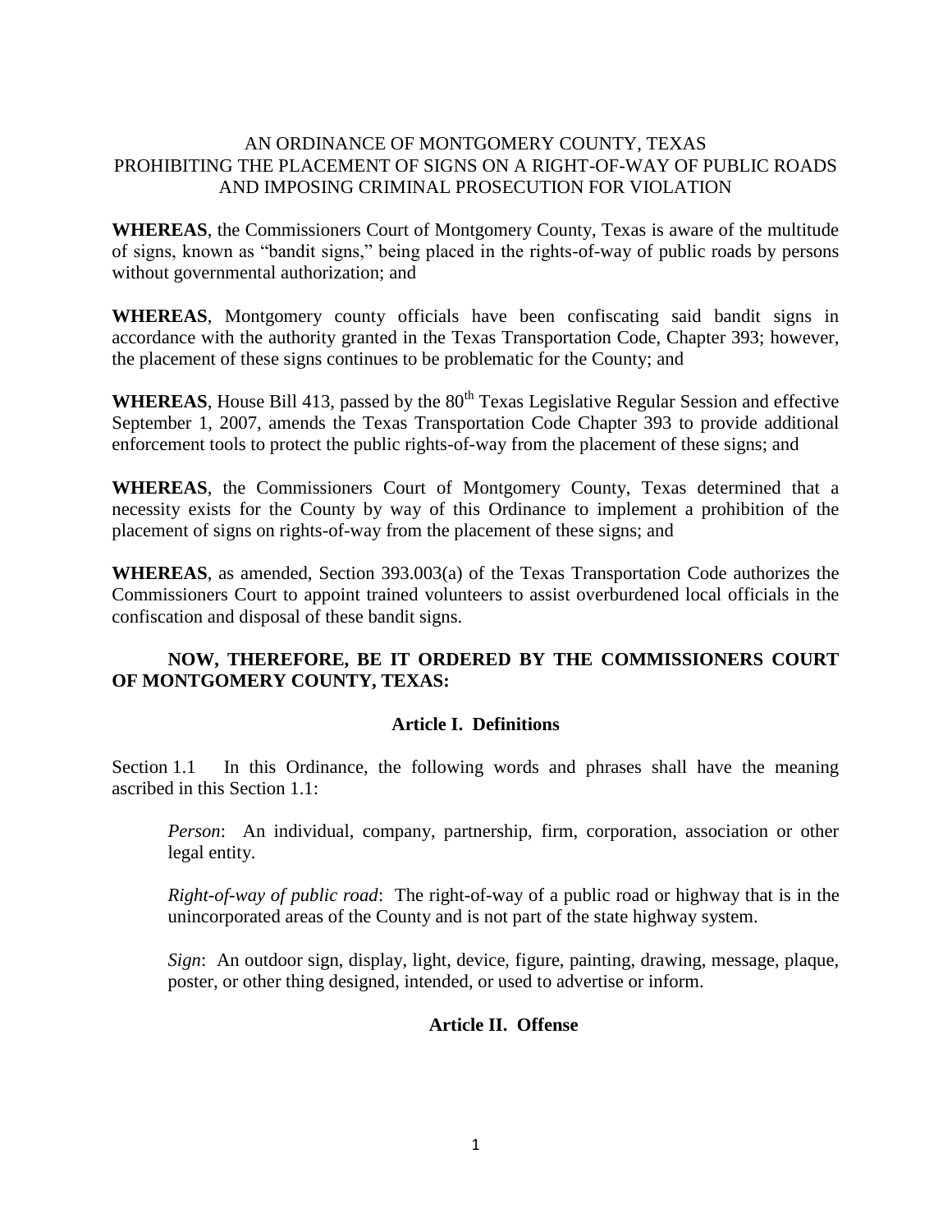# AN ORDINANCE OF MONTGOMERY COUNTY, TEXAS PROHIBITING THE PLACEMENT OF SIGNS ON A RIGHT-OF-WAY OF PUBLIC ROADS AND IMPOSING CRIMINAL PROSECUTION FOR VIOLATION

**WHEREAS**, the Commissioners Court of Montgomery County, Texas is aware of the multitude of signs, known as "bandit signs," being placed in the rights-of-way of public roads by persons without governmental authorization; and

**WHEREAS**, Montgomery county officials have been confiscating said bandit signs in accordance with the authority granted in the Texas Transportation Code, Chapter 393; however, the placement of these signs continues to be problematic for the County; and

**WHEREAS**, House Bill 413, passed by the 80th Texas Legislative Regular Session and effective September 1, 2007, amends the Texas Transportation Code Chapter 393 to provide additional enforcement tools to protect the public rights-of-way from the placement of these signs; and

**WHEREAS**, the Commissioners Court of Montgomery County, Texas determined that a necessity exists for the County by way of this Ordinance to implement a prohibition of the placement of signs on rights-of-way from the placement of these signs; and

**WHEREAS**, as amended, Section 393.003(a) of the Texas Transportation Code authorizes the Commissioners Court to appoint trained volunteers to assist overburdened local officials in the confiscation and disposal of these bandit signs.

**NOW, THEREFORE, BE IT ORDERED BY THE COMMISSIONERS COURT OF MONTGOMERY COUNTY, TEXAS:**

## Article I. Definitions

Section 1.1 In this Ordinance, the following words and phrases shall have the meaning ascribed in this Section 1.1:

*Person*: An individual, company, partnership, firm, corporation, association or other legal entity.

*Right-of-way of public road*: The right-of-way of a public road or highway that is in the unincorporated areas of the County and is not part of the state highway system.

*Sign*: An outdoor sign, display, light, device, figure, painting, drawing, message, plaque, poster, or other thing designed, intended, or used to advertise or inform.

## Article II. Offense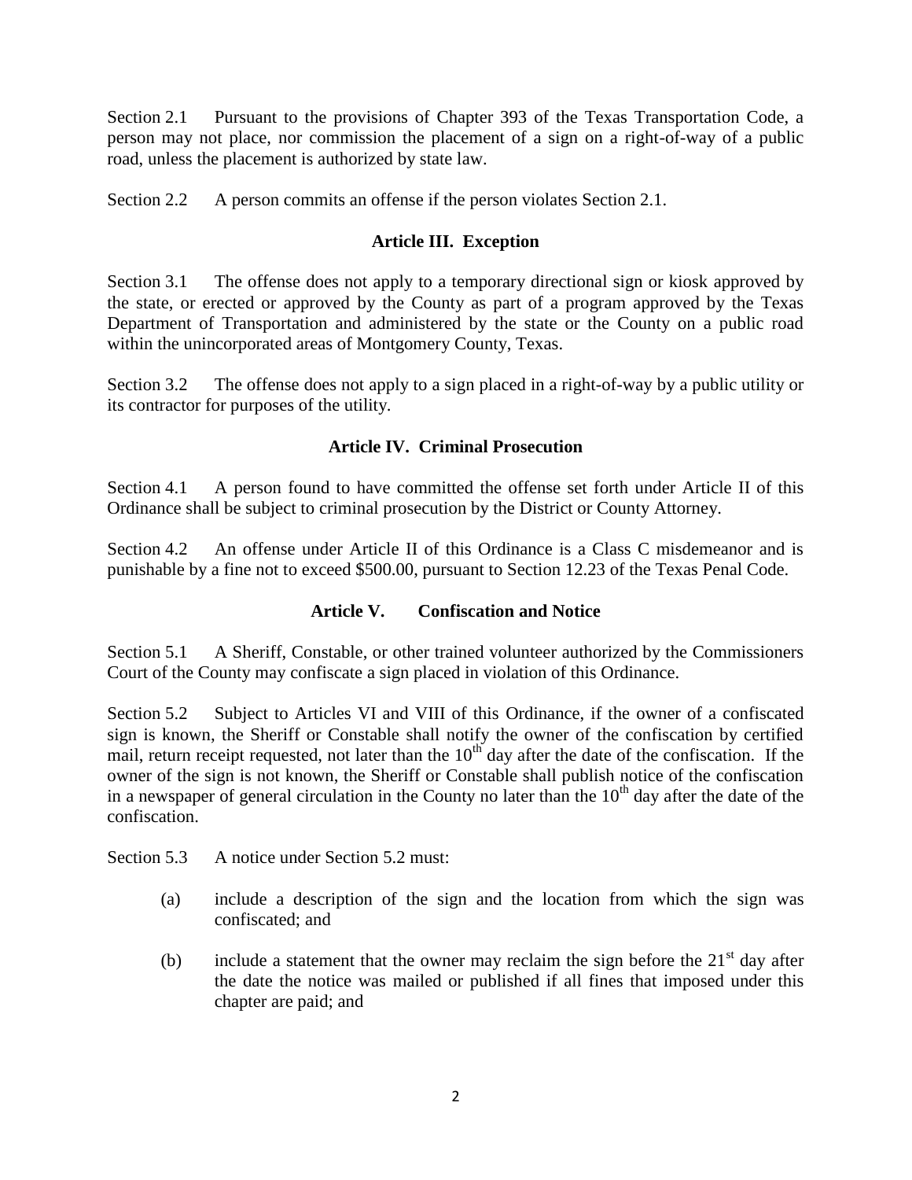Section 2.1 Pursuant to the provisions of Chapter 393 of the Texas Transportation Code, a person may not place, nor commission the placement of a sign on a right-of-way of a public road, unless the placement is authorized by state law.

Section 2.2 A person commits an offense if the person violates Section 2.1.

### Article III. Exception

Section 3.1 The offense does not apply to a temporary directional sign or kiosk approved by the state, or erected or approved by the County as part of a program approved by the Texas Department of Transportation and administered by the state or the County on a public road within the unincorporated areas of Montgomery County, Texas.

Section 3.2 The offense does not apply to a sign placed in a right-of-way by a public utility or its contractor for purposes of the utility.

### Article IV. Criminal Prosecution

Section 4.1 A person found to have committed the offense set forth under Article II of this Ordinance shall be subject to criminal prosecution by the District or County Attorney.

Section 4.2 An offense under Article II of this Ordinance is a Class C misdemeanor and is punishable by a fine not to exceed $500.00, pursuant to Section 12.23 of the Texas Penal Code.

### Article V. Confiscation and Notice

Section 5.1 A Sheriff, Constable, or other trained volunteer authorized by the Commissioners Court of the County may confiscate a sign placed in violation of this Ordinance.

Section 5.2 Subject to Articles VI and VIII of this Ordinance, if the owner of a confiscated sign is known, the Sheriff or Constable shall notify the owner of the confiscation by certified mail, return receipt requested, not later than the 10th day after the date of the confiscation. If the owner of the sign is not known, the Sheriff or Constable shall publish notice of the confiscation in a newspaper of general circulation in the County no later than the 10th day after the date of the confiscation.

Section 5.3 A notice under Section 5.2 must:

(a) include a description of the sign and the location from which the sign was confiscated; and

(b) include a statement that the owner may reclaim the sign before the 21st day after the date the notice was mailed or published if all fines that imposed under this chapter are paid; and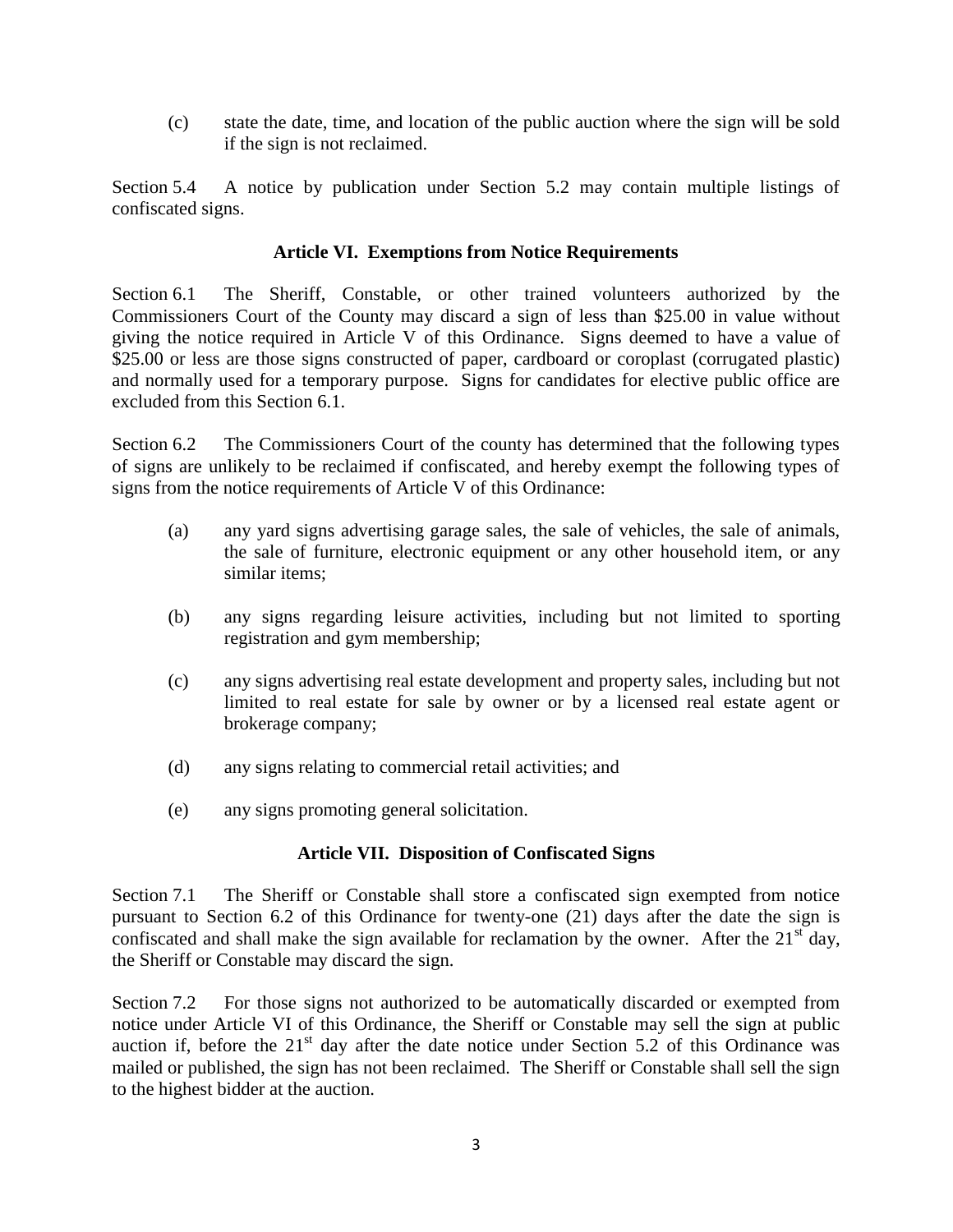(c) state the date, time, and location of the public auction where the sign will be sold if the sign is not reclaimed.

Section 5.4 A notice by publication under Section 5.2 may contain multiple listings of confiscated signs.

**Article VI. Exemptions from Notice Requirements**

Section 6.1 The Sheriff, Constable, or other trained volunteers authorized by the Commissioners Court of the County may discard a sign of less than $25.00 in value without giving the notice required in Article V of this Ordinance. Signs deemed to have a value of $25.00 or less are those signs constructed of paper, cardboard or coroplast (corrugated plastic) and normally used for a temporary purpose. Signs for candidates for elective public office are excluded from this Section 6.1.

Section 6.2 The Commissioners Court of the county has determined that the following types of signs are unlikely to be reclaimed if confiscated, and hereby exempt the following types of signs from the notice requirements of Article V of this Ordinance:

(a) any yard signs advertising garage sales, the sale of vehicles, the sale of animals, the sale of furniture, electronic equipment or any other household item, or any similar items;

(b) any signs regarding leisure activities, including but not limited to sporting registration and gym membership;

(c) any signs advertising real estate development and property sales, including but not limited to real estate for sale by owner or by a licensed real estate agent or brokerage company;

(d) any signs relating to commercial retail activities; and

(e) any signs promoting general solicitation.

**Article VII. Disposition of Confiscated Signs**

Section 7.1 The Sheriff or Constable shall store a confiscated sign exempted from notice pursuant to Section 6.2 of this Ordinance for twenty-one (21) days after the date the sign is confiscated and shall make the sign available for reclamation by the owner. After the 21st day, the Sheriff or Constable may discard the sign.

Section 7.2 For those signs not authorized to be automatically discarded or exempted from notice under Article VI of this Ordinance, the Sheriff or Constable may sell the sign at public auction if, before the 21st day after the date notice under Section 5.2 of this Ordinance was mailed or published, the sign has not been reclaimed. The Sheriff or Constable shall sell the sign to the highest bidder at the auction.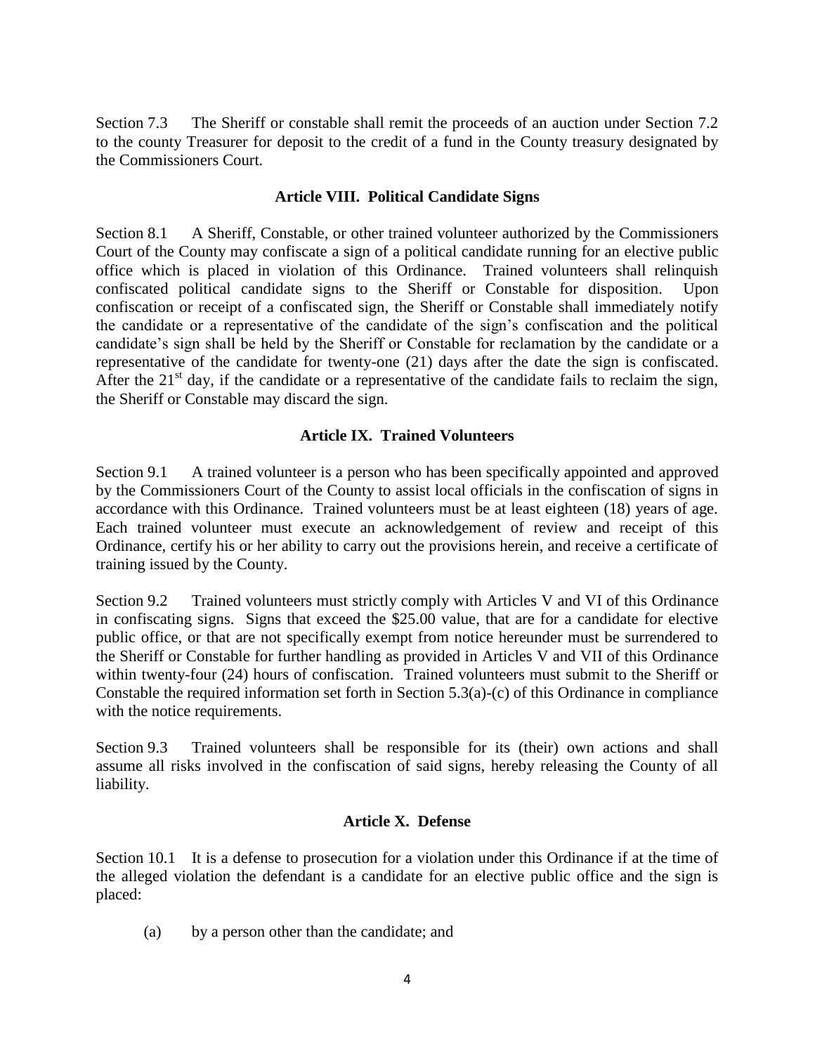Section 7.3 The Sheriff or constable shall remit the proceeds of an auction under Section 7.2 to the county Treasurer for deposit to the credit of a fund in the County treasury designated by the Commissioners Court.

## Article VIII. Political Candidate Signs

Section 8.1 A Sheriff, Constable, or other trained volunteer authorized by the Commissioners Court of the County may confiscate a sign of a political candidate running for an elective public office which is placed in violation of this Ordinance. Trained volunteers shall relinquish confiscated political candidate signs to the Sheriff or Constable for disposition. Upon confiscation or receipt of a confiscated sign, the Sheriff or Constable shall immediately notify the candidate or a representative of the candidate of the sign's confiscation and the political candidate's sign shall be held by the Sheriff or Constable for reclamation by the candidate or a representative of the candidate for twenty-one (21) days after the date the sign is confiscated. After the 21st day, if the candidate or a representative of the candidate fails to reclaim the sign, the Sheriff or Constable may discard the sign.

## Article IX. Trained Volunteers

Section 9.1 A trained volunteer is a person who has been specifically appointed and approved by the Commissioners Court of the County to assist local officials in the confiscation of signs in accordance with this Ordinance. Trained volunteers must be at least eighteen (18) years of age. Each trained volunteer must execute an acknowledgement of review and receipt of this Ordinance, certify his or her ability to carry out the provisions herein, and receive a certificate of training issued by the County.

Section 9.2 Trained volunteers must strictly comply with Articles V and VI of this Ordinance in confiscating signs. Signs that exceed the $25.00 value, that are for a candidate for elective public office, or that are not specifically exempt from notice hereunder must be surrendered to the Sheriff or Constable for further handling as provided in Articles V and VII of this Ordinance within twenty-four (24) hours of confiscation. Trained volunteers must submit to the Sheriff or Constable the required information set forth in Section 5.3(a)-(c) of this Ordinance in compliance with the notice requirements.

Section 9.3 Trained volunteers shall be responsible for its (their) own actions and shall assume all risks involved in the confiscation of said signs, hereby releasing the County of all liability.

## Article X. Defense

Section 10.1 It is a defense to prosecution for a violation under this Ordinance if at the time of the alleged violation the defendant is a candidate for an elective public office and the sign is placed:

(a) by a person other than the candidate; and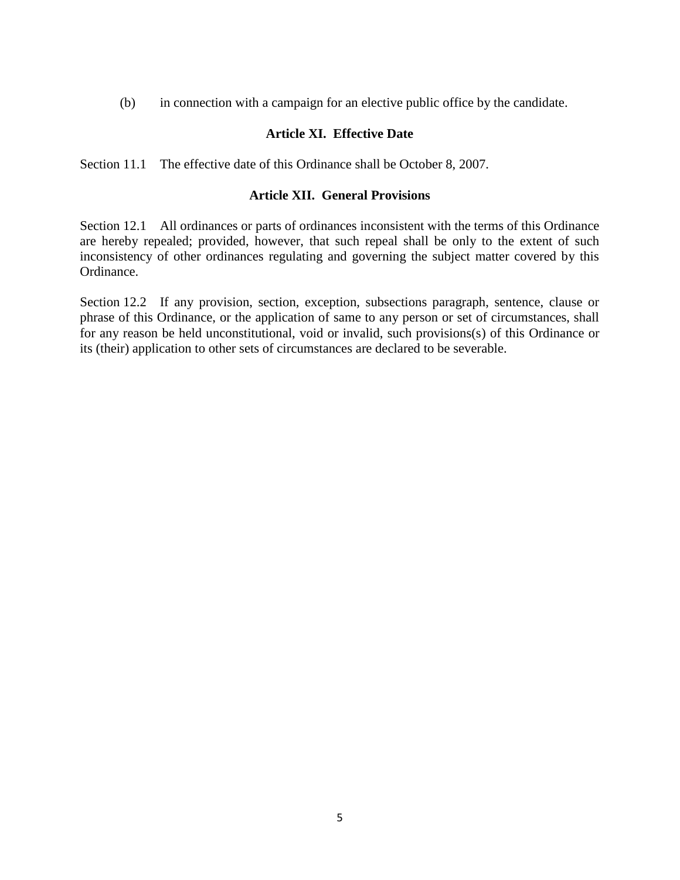(b) in connection with a campaign for an elective public office by the candidate.

### Article XI. Effective Date

Section 11.1 The effective date of this Ordinance shall be October 8, 2007.

### Article XII. General Provisions

Section 12.1 All ordinances or parts of ordinances inconsistent with the terms of this Ordinance are hereby repealed; provided, however, that such repeal shall be only to the extent of such inconsistency of other ordinances regulating and governing the subject matter covered by this Ordinance.

Section 12.2 If any provision, section, exception, subsections paragraph, sentence, clause or phrase of this Ordinance, or the application of same to any person or set of circumstances, shall for any reason be held unconstitutional, void or invalid, such provisions(s) of this Ordinance or its (their) application to other sets of circumstances are declared to be severable.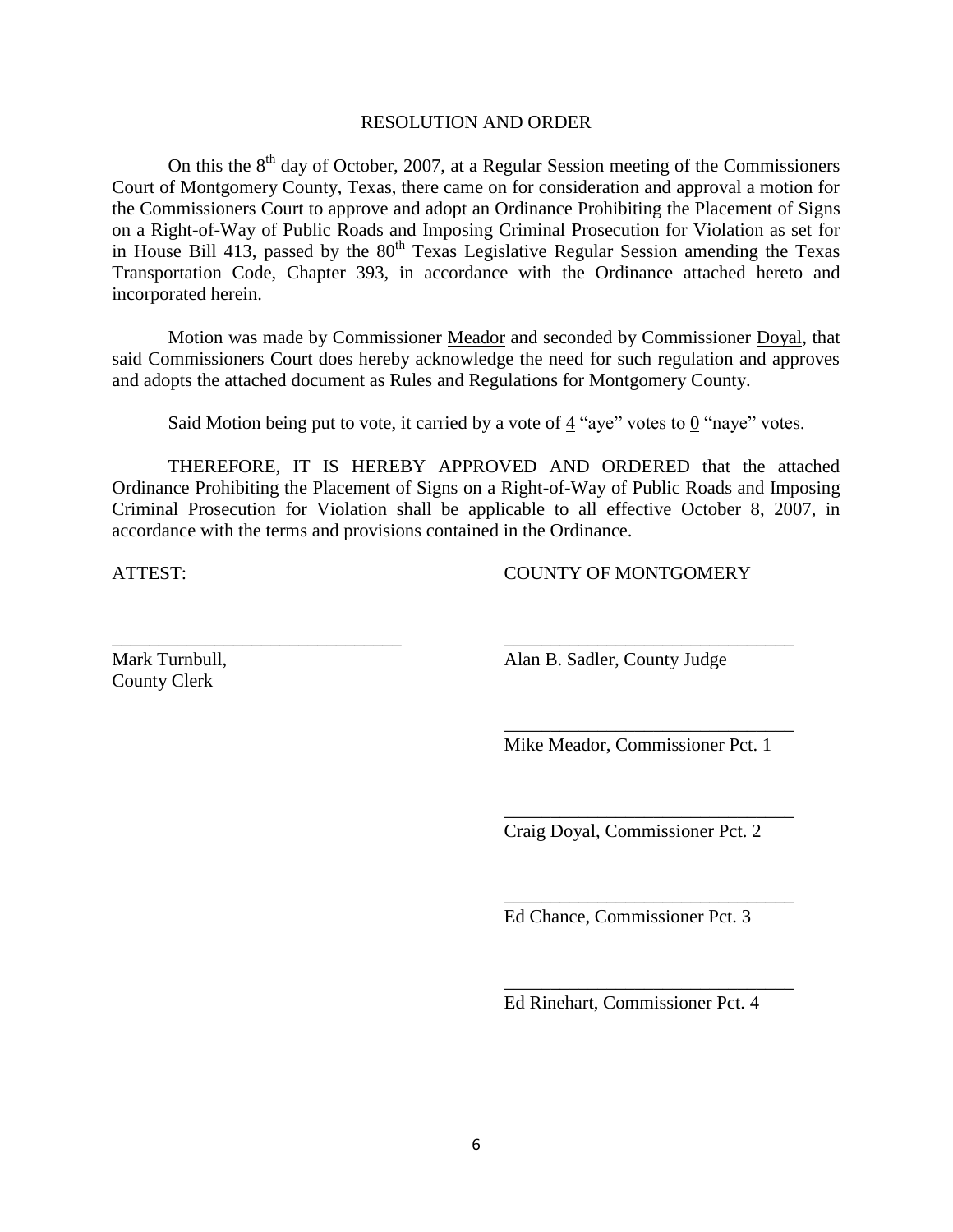# RESOLUTION AND ORDER

On this the 8th day of October, 2007, at a Regular Session meeting of the Commissioners Court of Montgomery County, Texas, there came on for consideration and approval a motion for the Commissioners Court to approve and adopt an Ordinance Prohibiting the Placement of Signs on a Right-of-Way of Public Roads and Imposing Criminal Prosecution for Violation as set for in House Bill 413, passed by the 80th Texas Legislative Regular Session amending the Texas Transportation Code, Chapter 393, in accordance with the Ordinance attached hereto and incorporated herein.

Motion was made by Commissioner Meador and seconded by Commissioner Doyal, that said Commissioners Court does hereby acknowledge the need for such regulation and approves and adopts the attached document as Rules and Regulations for Montgomery County.

Said Motion being put to vote, it carried by a vote of 4 "aye" votes to 0 "naye" votes.

THEREFORE, IT IS HEREBY APPROVED AND ORDERED that the attached Ordinance Prohibiting the Placement of Signs on a Right-of-Way of Public Roads and Imposing Criminal Prosecution for Violation shall be applicable to all effective October 8, 2007, in accordance with the terms and provisions contained in the Ordinance.

ATTEST:

COUNTY OF MONTGOMERY

______________________________
Mark Turnbull,
County Clerk

______________________________
Alan B. Sadler, County Judge

______________________________
Mike Meador, Commissioner Pct. 1

______________________________
Craig Doyal, Commissioner Pct. 2

______________________________
Ed Chance, Commissioner Pct. 3

______________________________
Ed Rinehart, Commissioner Pct. 4